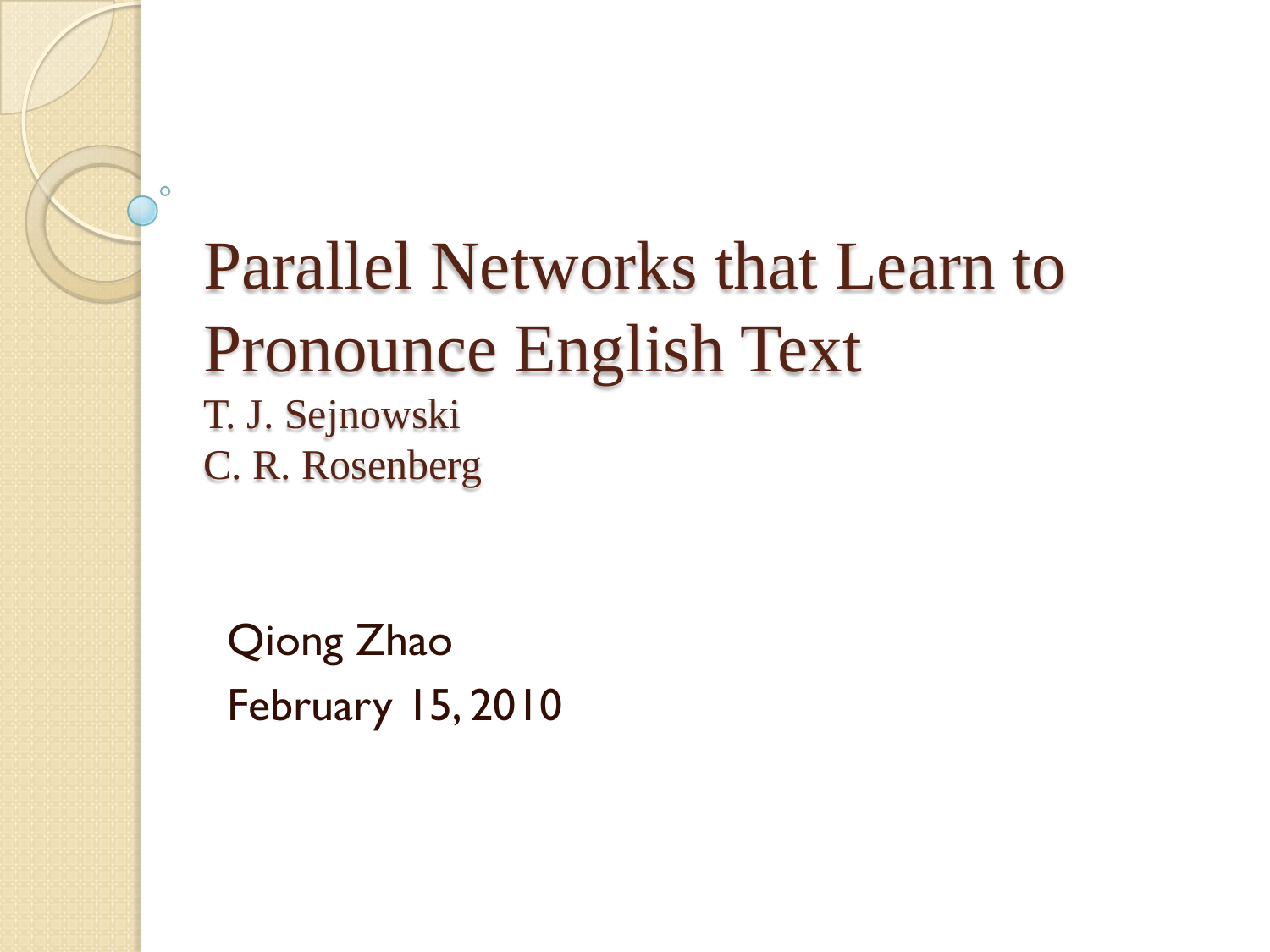# Parallel Networks that Learn to Pronounce English Text

T. J. Sejnowski
C. R. Rosenberg

Qiong Zhao
February 15, 2010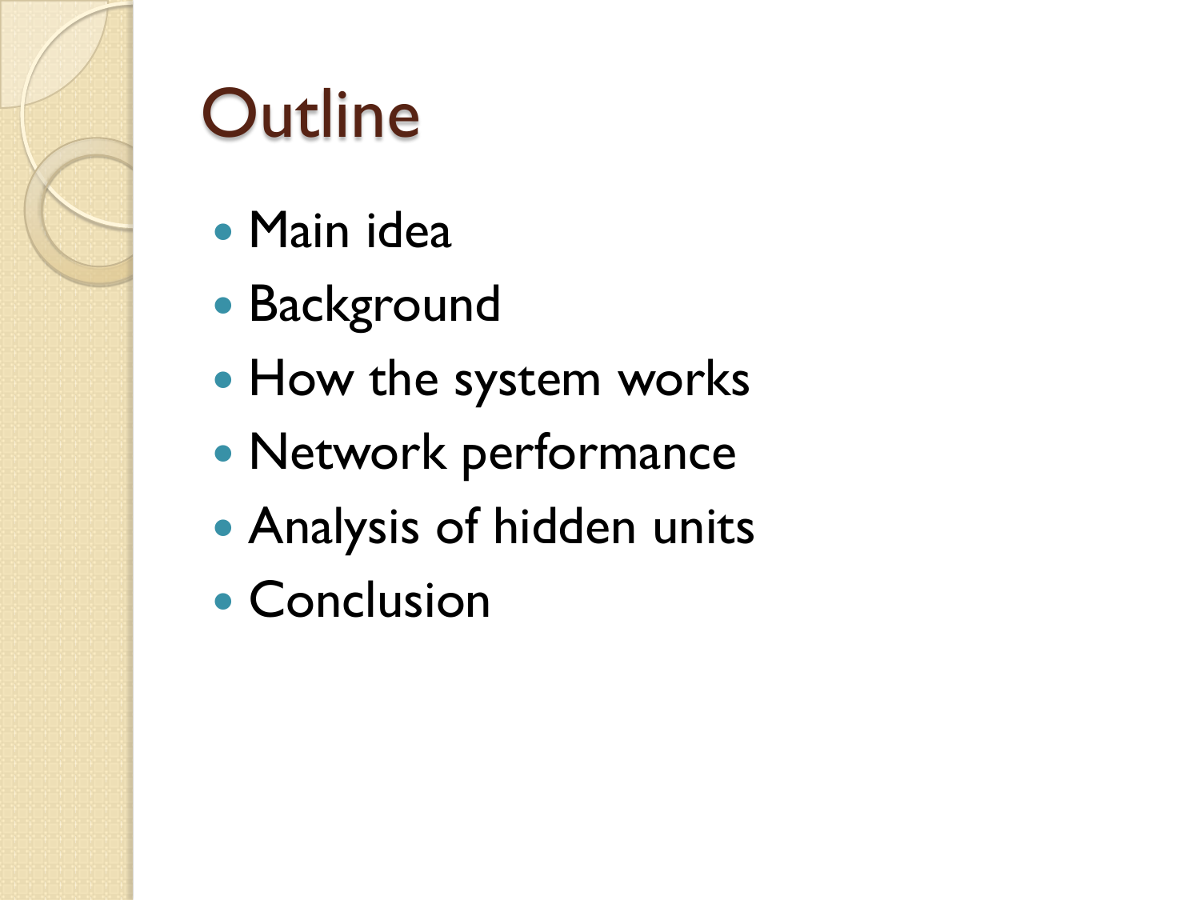# Outline

- Main idea
- Background
- How the system works
- Network performance
- Analysis of hidden units
- Conclusion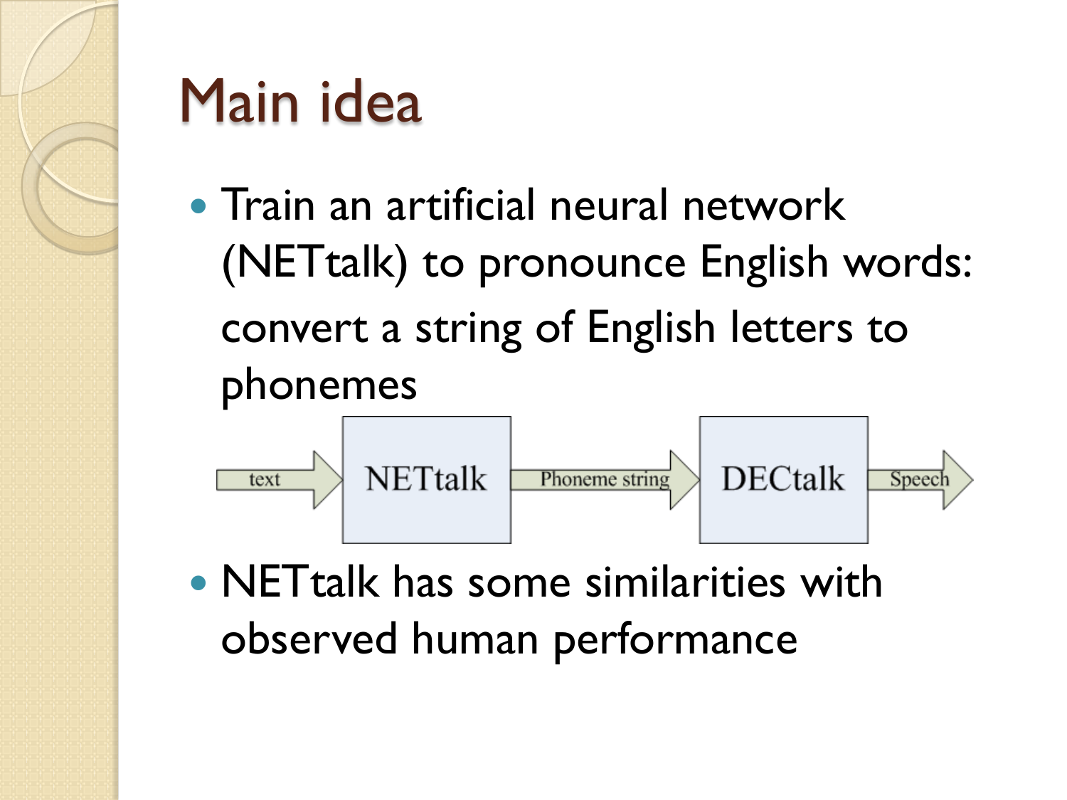# Main idea

- Train an artificial neural network (NETtalk) to pronounce English words: convert a string of English letters to phonemes

text → NETtalk → Phoneme string → DECtalk → Speech

- NETtalk has some similarities with observed human performance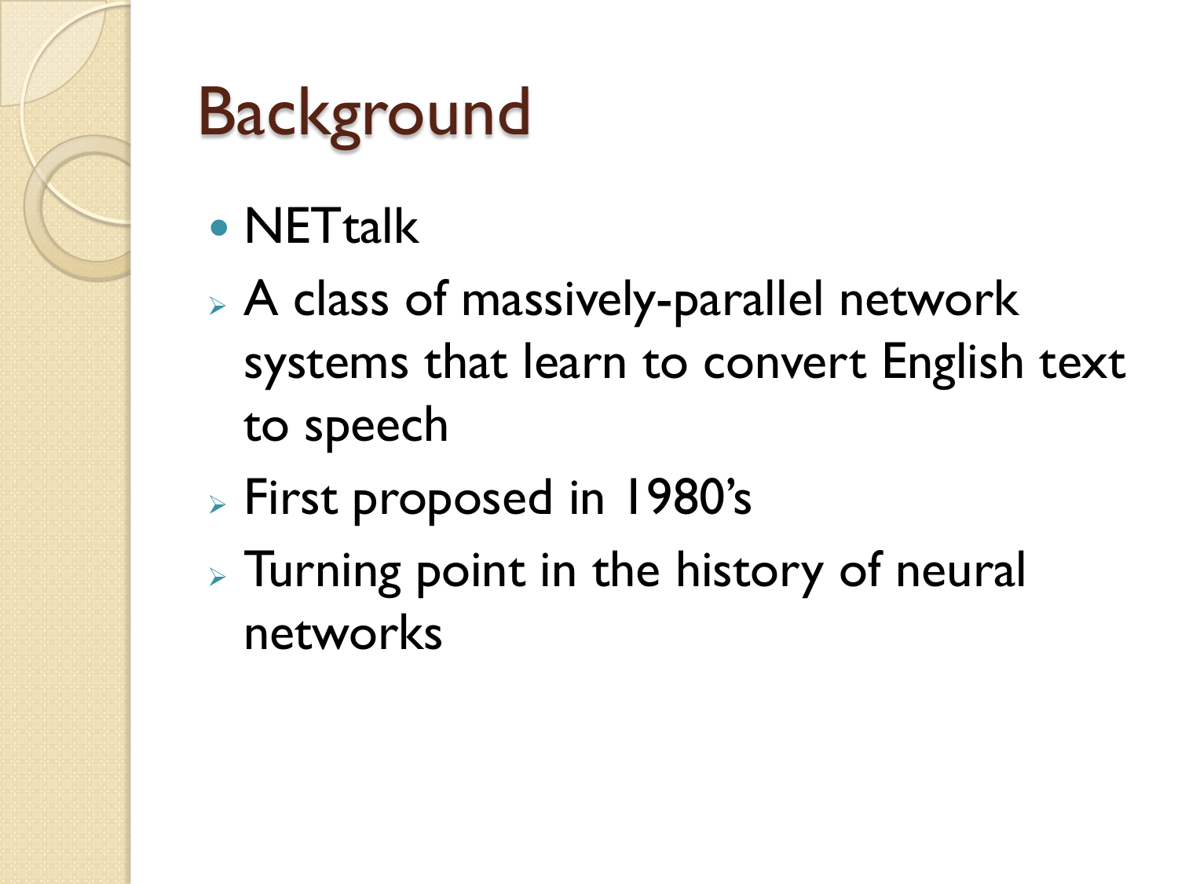# Background

- NETtalk
  - A class of massively-parallel network systems that learn to convert English text to speech
  - First proposed in 1980's
  - Turning point in the history of neural networks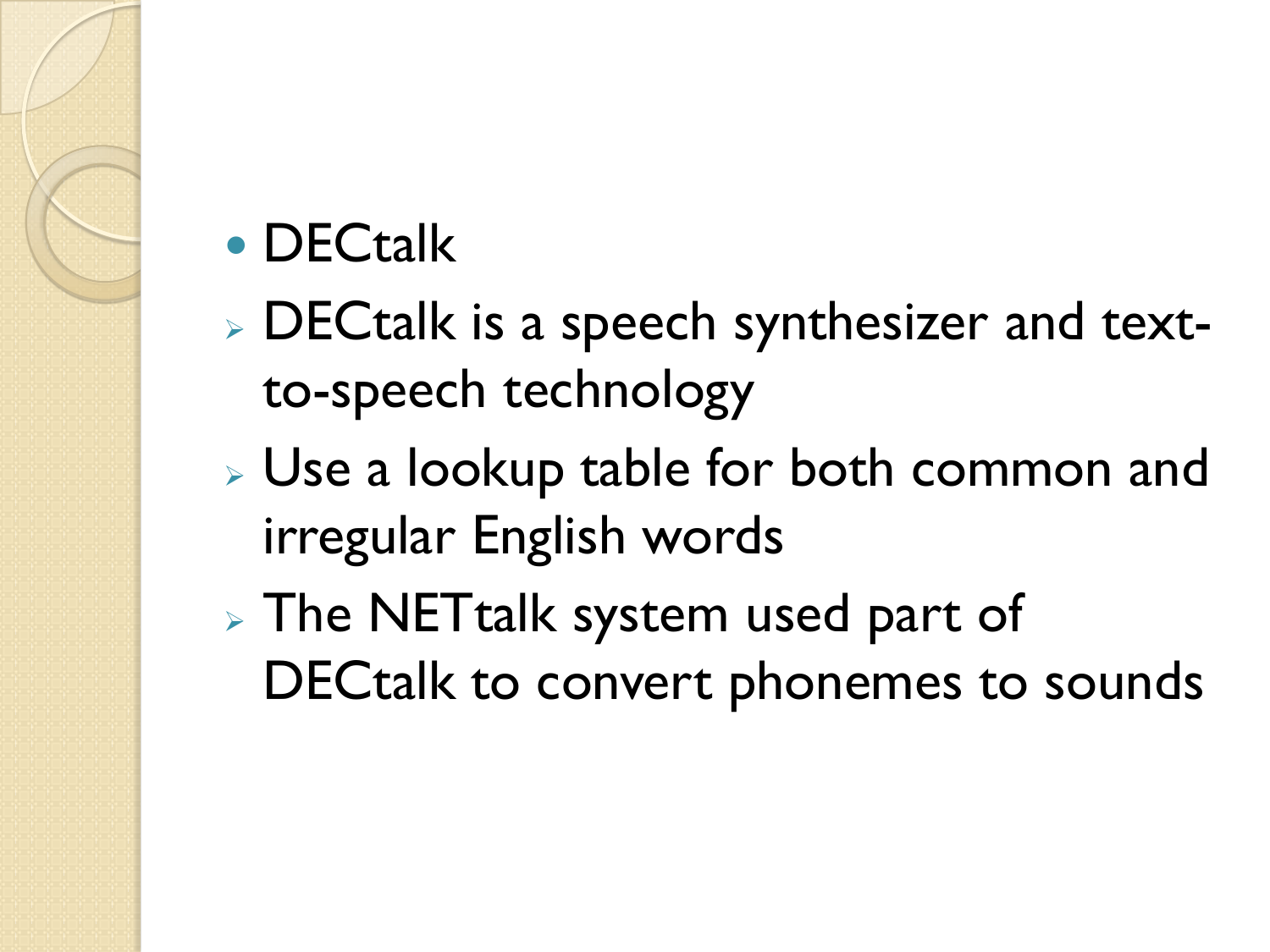- DECtall
  - DECtalk is a speech synthesizer and text-to-speech technology
  - Use a lookup table for both common and irregular English words
  - The NETtalk system used part of DECtalk to convert phonemes to sounds

- DECtalk
  - DECtalk is a speech synthesizer and text-to-speech technology
  - Use a lookup table for both common and irregular English words
  - The NETtalk system used part of DECtalk to convert phonemes to sounds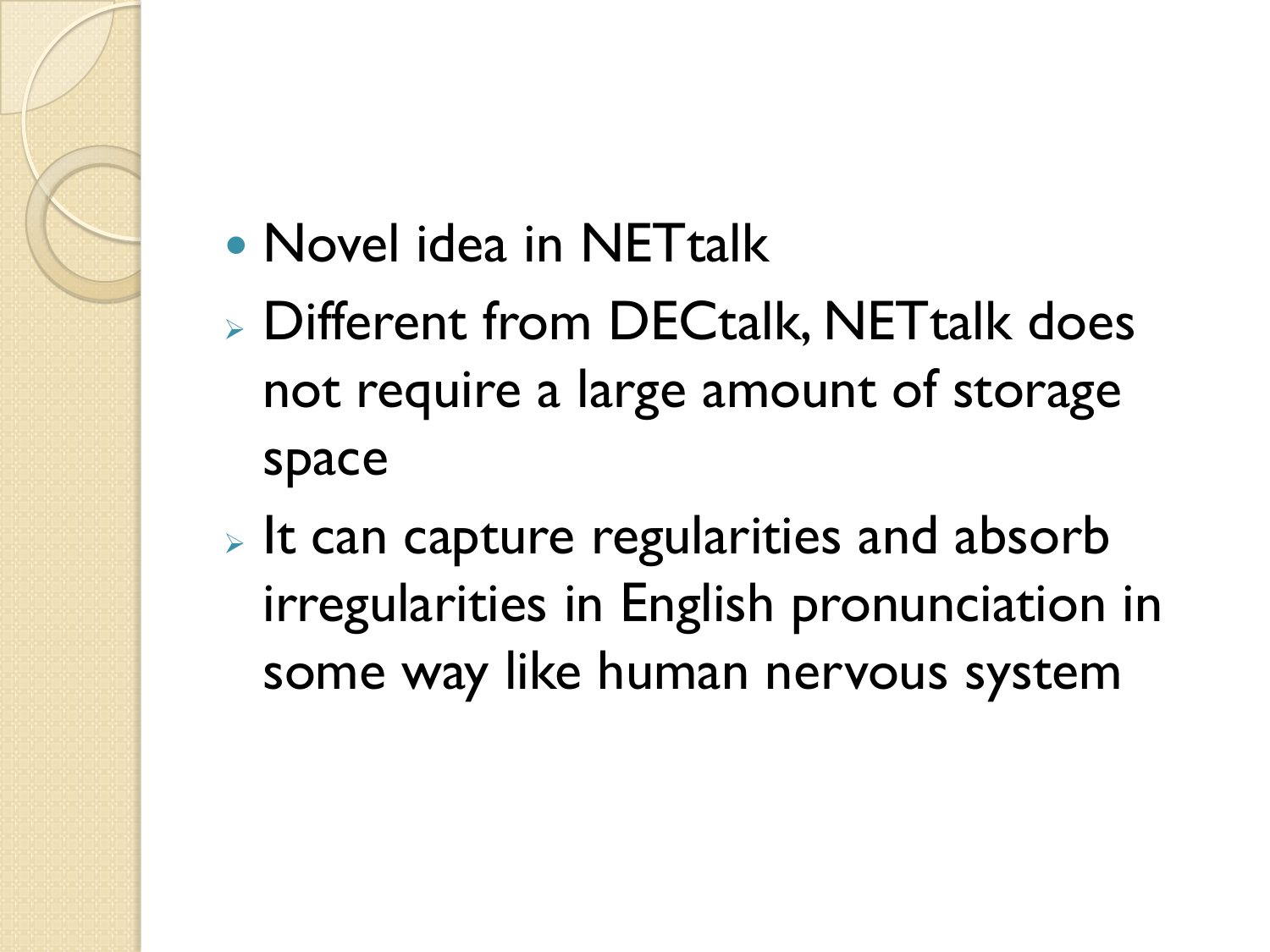- Novel idea in NETtalk
  - Different from DECtalk, NETtalk does not require a large amount of storage space
  - It can capture regularities and absorb irregularities in English pronunciation in some way like human nervous system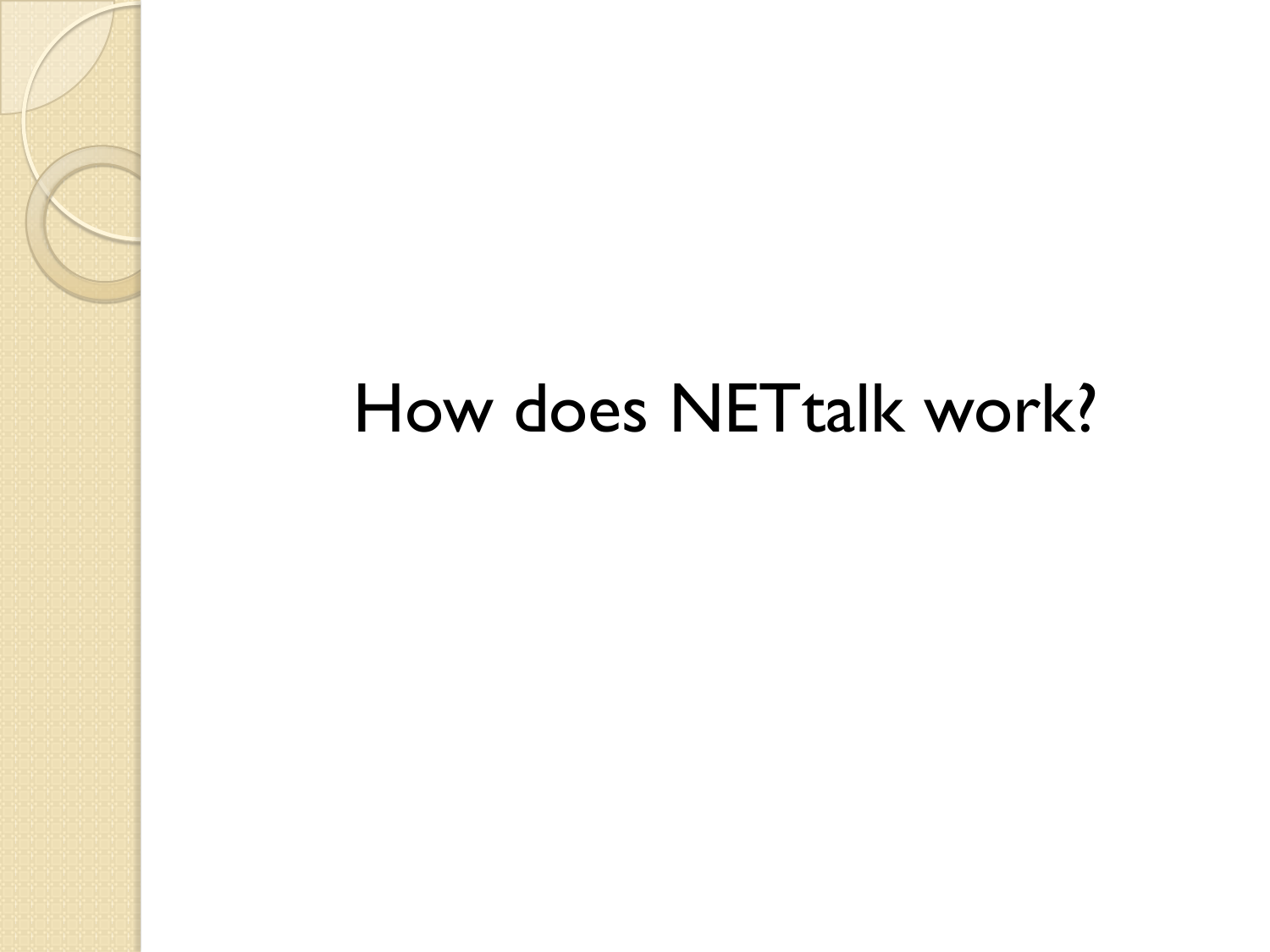# How does NETtalk work?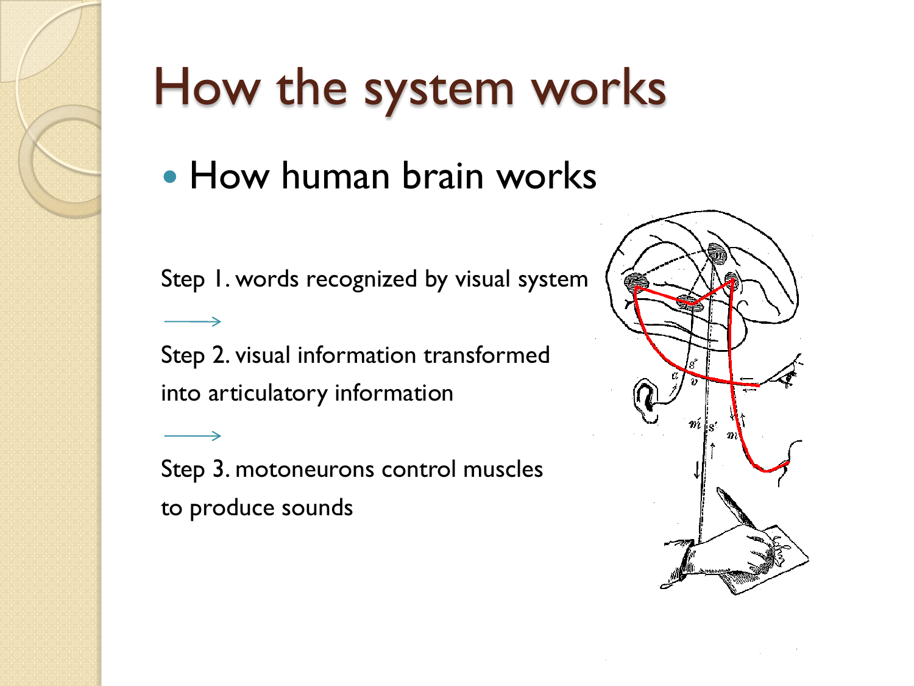# How the system works

- How human brain works

Step 1. words recognized by visual system

→

Step 2. visual information transformed into articulatory information

→

Step 3. motoneurons control muscles to produce sounds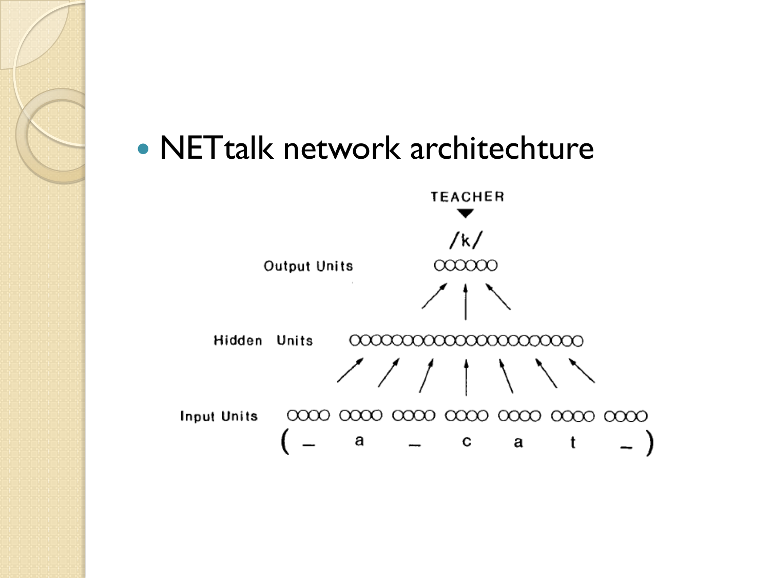- NETtalk network architechture

TEACHER

/k/

Output Units

Hidden Units

Input Units

( _ a _ c a t _ )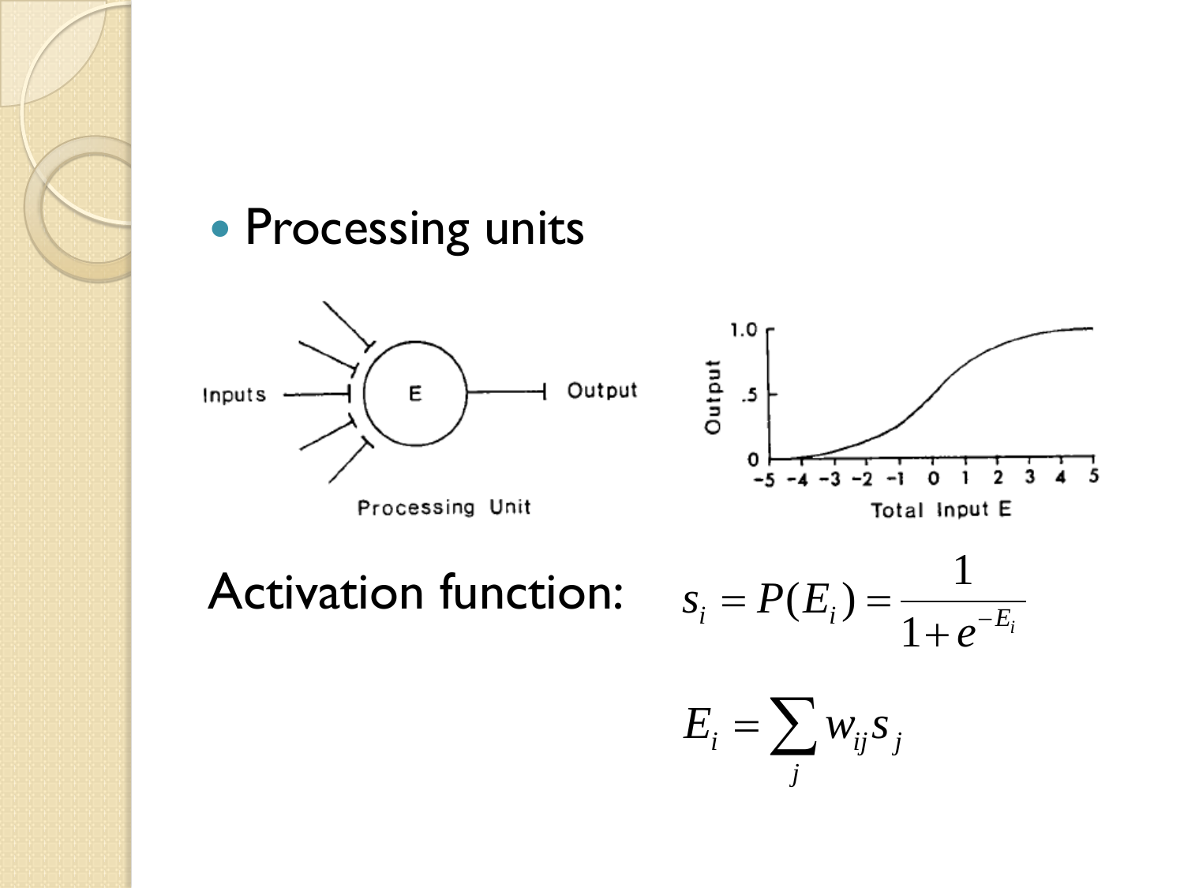- Processing units

Activation function:

$$s_i = P(E_i) = \frac{1}{1+e^{-E_i}}$$

$$E_i = \sum_j w_{ij} s_j$$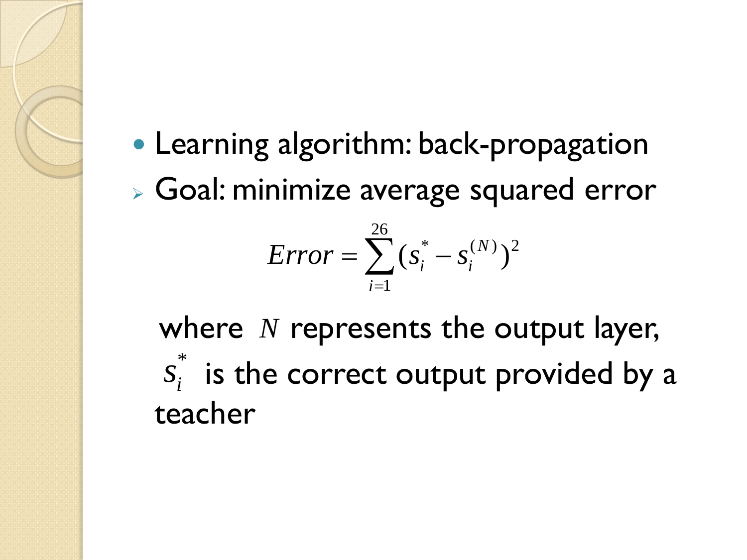- Learning algorithm: back-propagation
  - Goal: minimize average squared error

$$Error = \sum_{i=1}^{26} (s_i^* - s_i^{(N)})^2$$

where $N$ represents the output layer, $s_i^*$ is the correct output provided by a teacher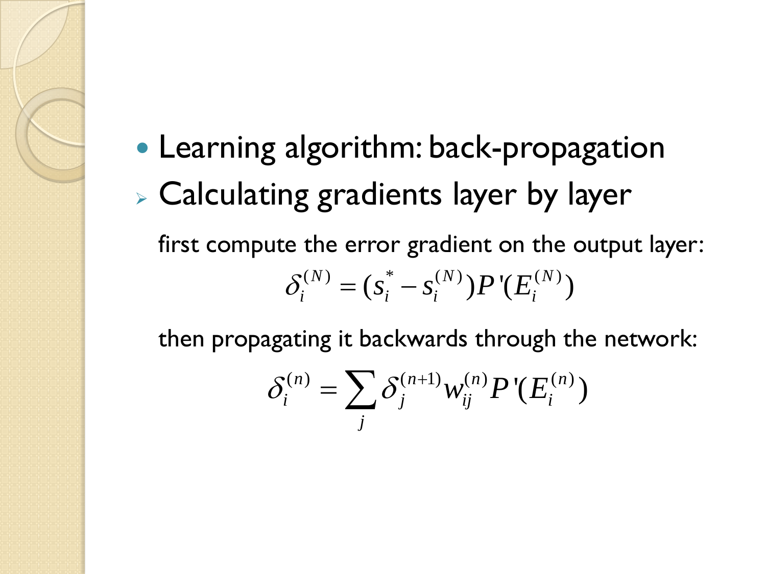- Learning algorithm: back-propagation
  - Calculating gradients layer by layer

first compute the error gradient on the output layer:

$$\delta_i^{(N)} = (s_i^* - s_i^{(N)}) P'(E_i^{(N)})$$

then propagating it backwards through the network:

$$\delta_i^{(n)} = \sum_j \delta_j^{(n+1)} w_{ij}^{(n)} P'(E_i^{(n)})$$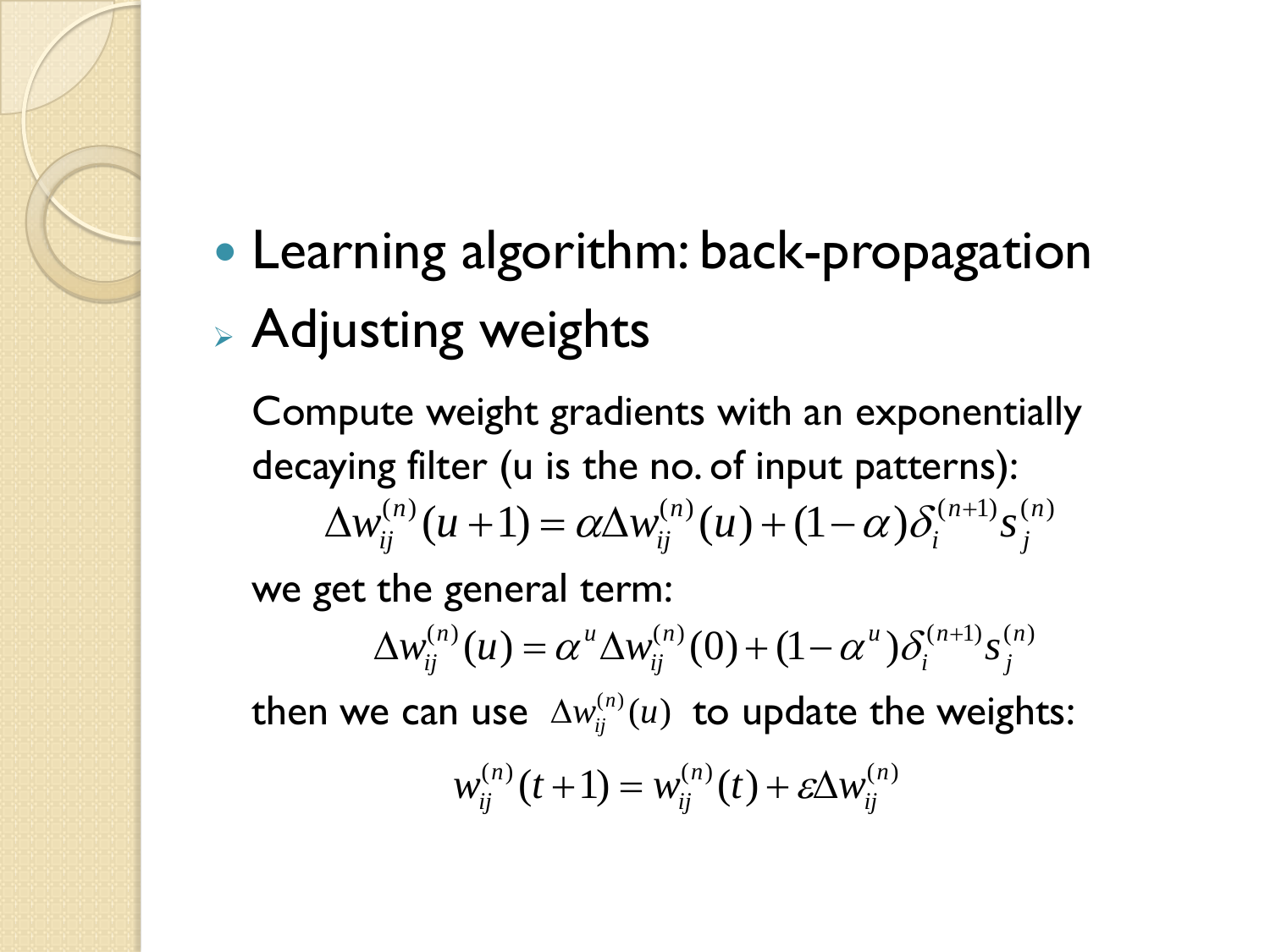- Learning algorithm: back-propagation

  - Adjusting weights

Compute weight gradients with an exponentially decaying filter (u is the no. of input patterns):

$$\Delta w_{ij}^{(n)}(u+1) = \alpha \Delta w_{ij}^{(n)}(u) + (1-\alpha)\delta_i^{(n+1)} s_j^{(n)}$$

we get the general term:

$$\Delta w_{ij}^{(n)}(u) = \alpha^u \Delta w_{ij}^{(n)}(0) + (1-\alpha^u)\delta_i^{(n+1)} s_j^{(n)}$$

then we can use $\Delta w_{ij}^{(n)}(u)$ to update the weights:

$$w_{ij}^{(n)}(t+1) = w_{ij}^{(n)}(t) + \varepsilon \Delta w_{ij}^{(n)}$$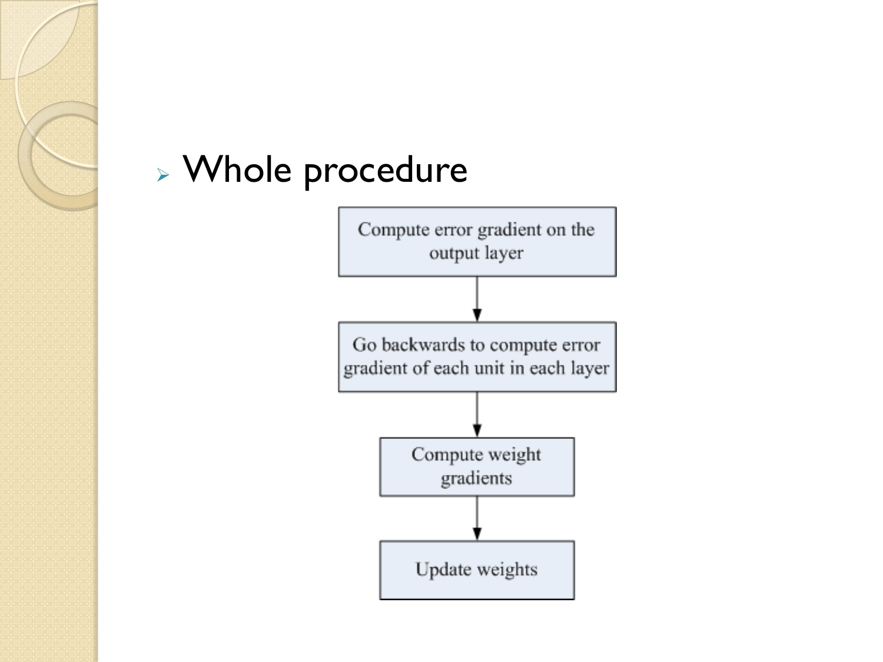- Whole procedure

Compute error gradient on the output layer

↓

Go backwards to compute error gradient of each unit in each layer

↓

Compute weight gradients

↓

Update weights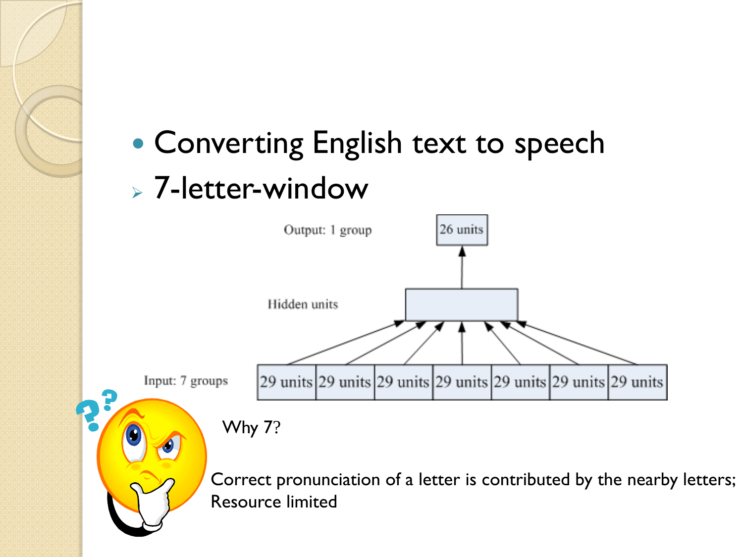- Converting English text to speech
  - 7-letter-window

Output: 1 group — 26 units

Hidden units

Input: 7 groups — 29 units | 29 units | 29 units | 29 units | 29 units | 29 units | 29 units

Why 7?

Correct pronunciation of a letter is contributed by the nearby letters;
Resource limited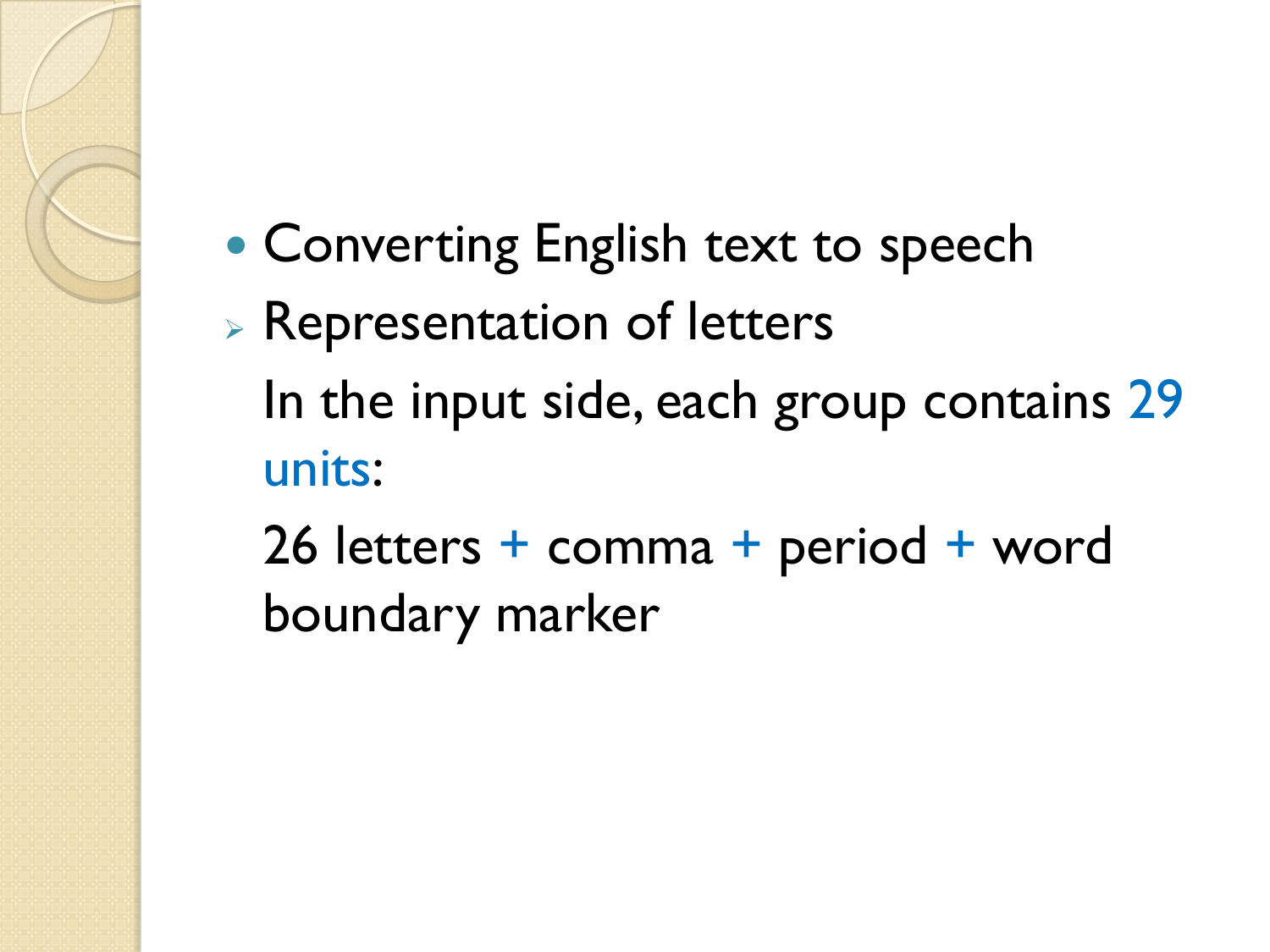- Converting English text to speech
  - Representation of letters

    In the input side, each group contains 29 units:

    26 letters + comma + period + word boundary marker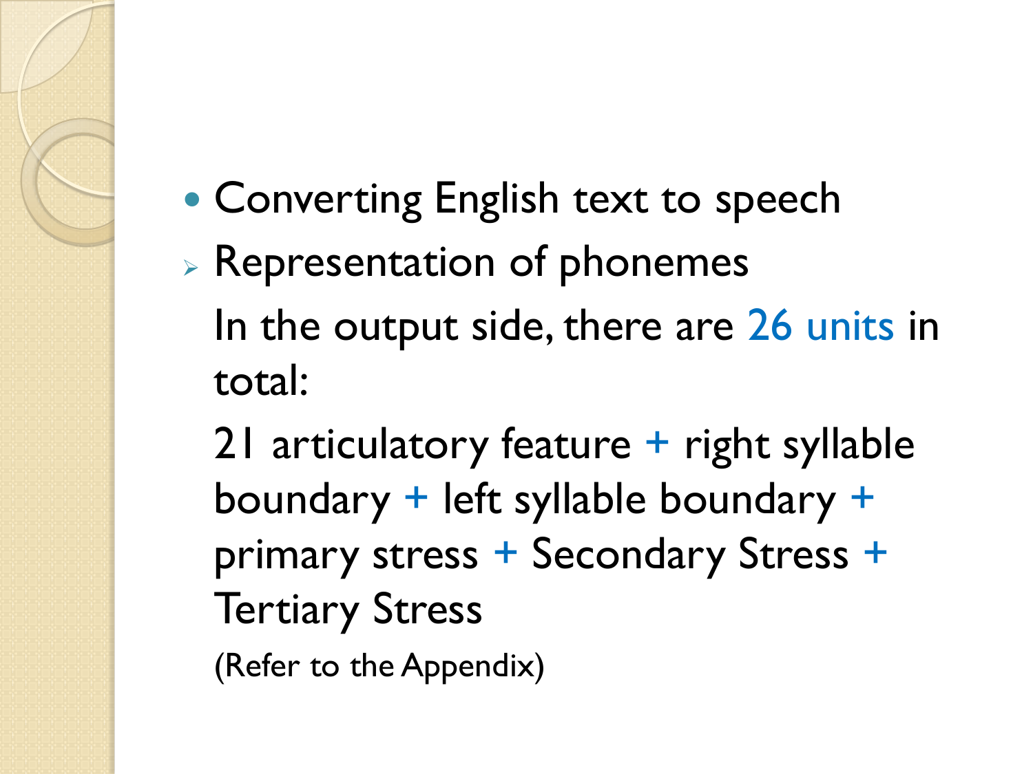- Converting English text to speech

➢ Representation of phonemes

In the output side, there are 26 units in total:

21 articulatory feature + right syllable boundary + left syllable boundary + primary stress + Secondary Stress + Tertiary Stress

(Refer to the Appendix)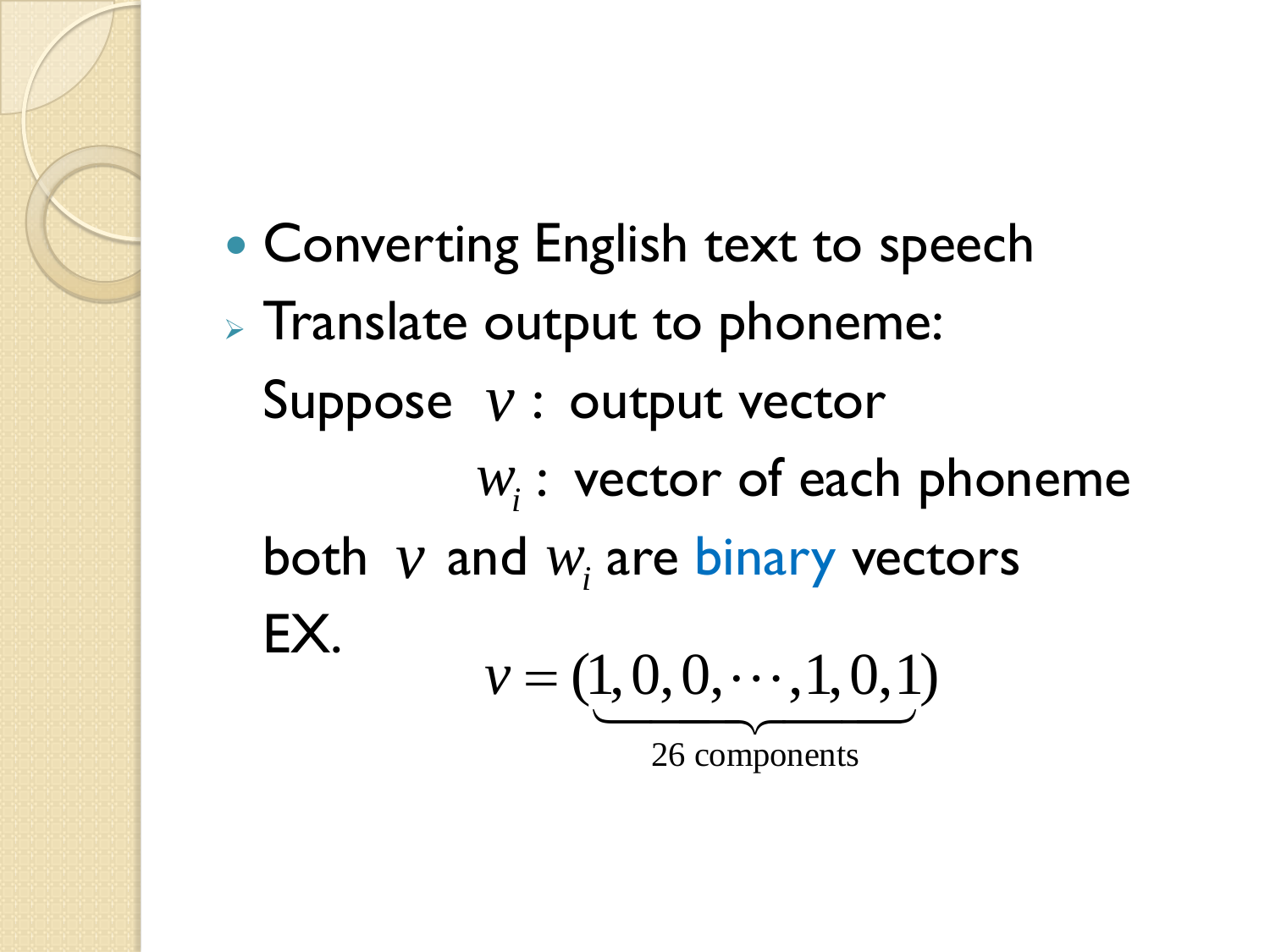- Converting English text to speech
  - Translate output to phoneme:

Suppose $v$ : output vector

$w_i$ : vector of each phoneme

both $v$ and $w_i$ are binary vectors

EX.

$$v = (\underbrace{1, 0, 0, \cdots, 1, 0, 1}_{\text{26 components}})$$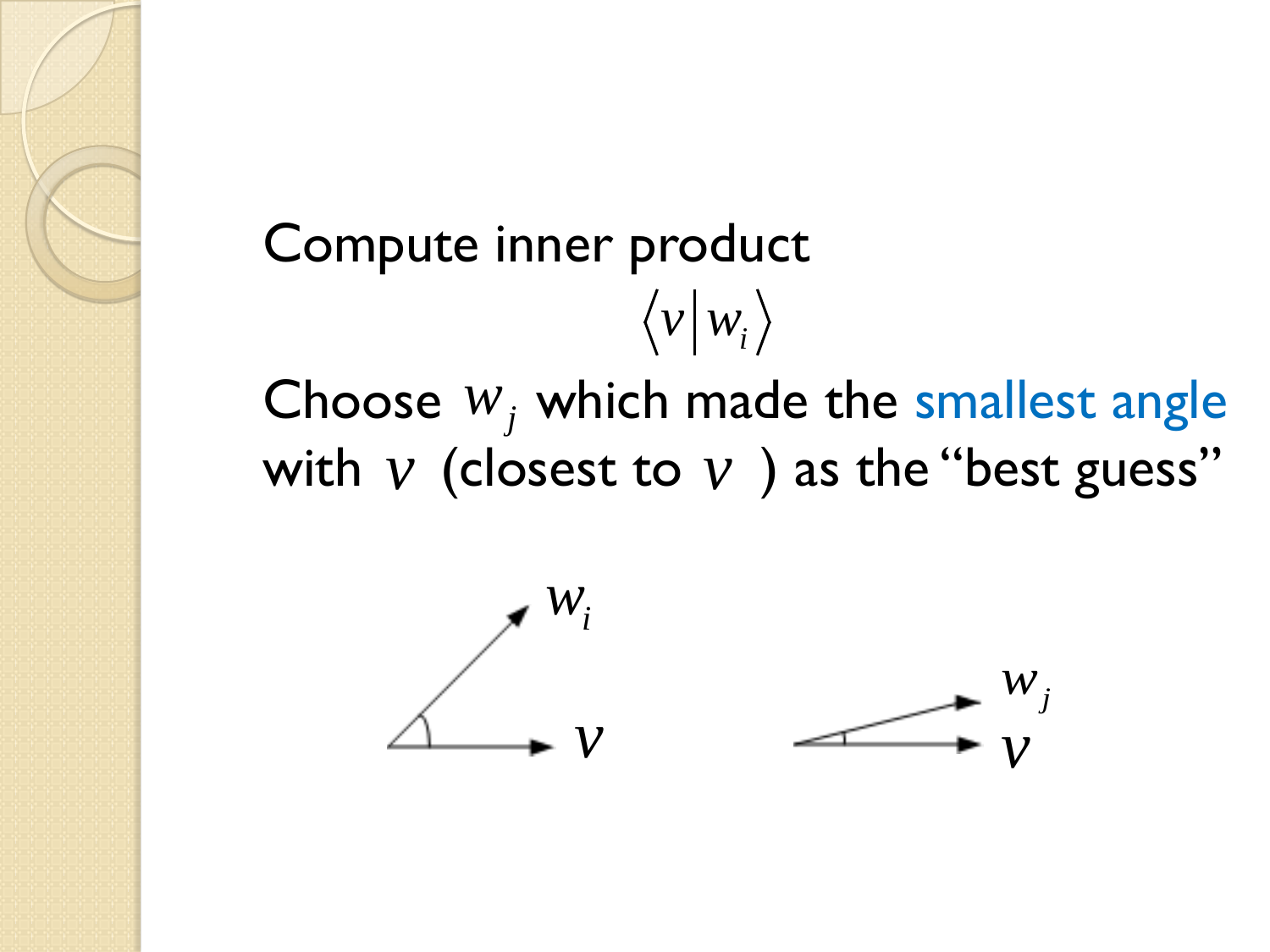Compute inner product

$$\langle v | w_i \rangle$$

Choose $w_j$ which made the smallest angle with $v$ (closest to $v$ ) as the "best guess"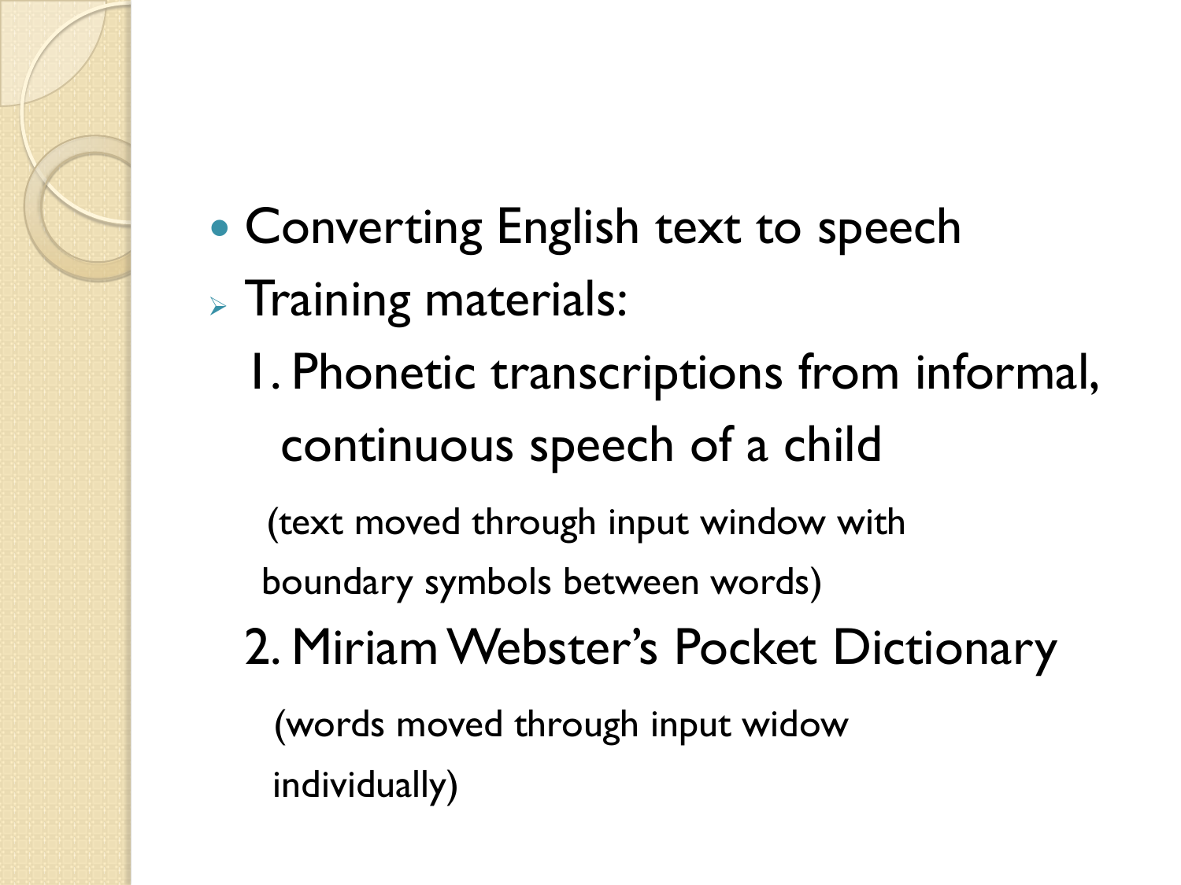- Converting English text to speech
- Training materials:

  1. Phonetic transcriptions from informal, continuous speech of a child

     (text moved through input window with boundary symbols between words)

  2. Miriam Webster's Pocket Dictionary

     (words moved through input widow individually)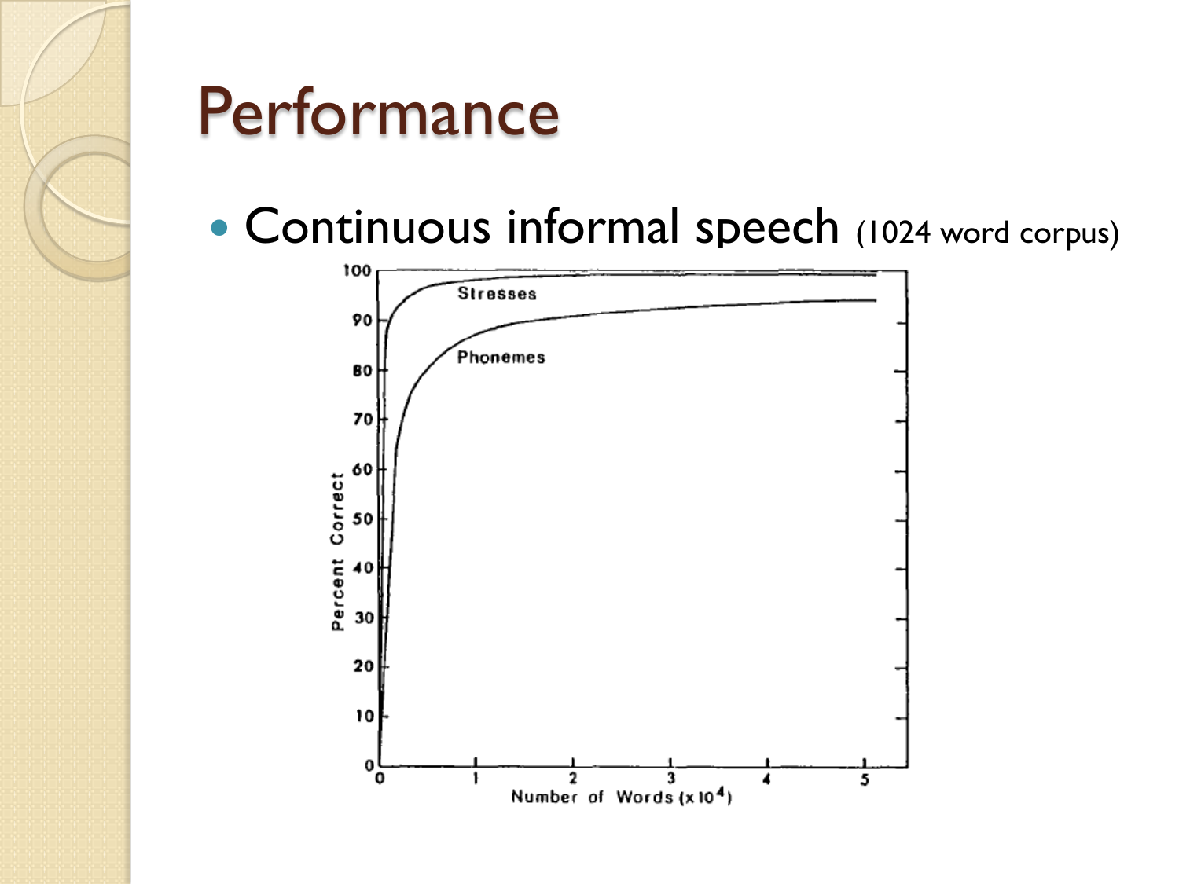# Performance

- Continuous informal speech (1024 word corpus)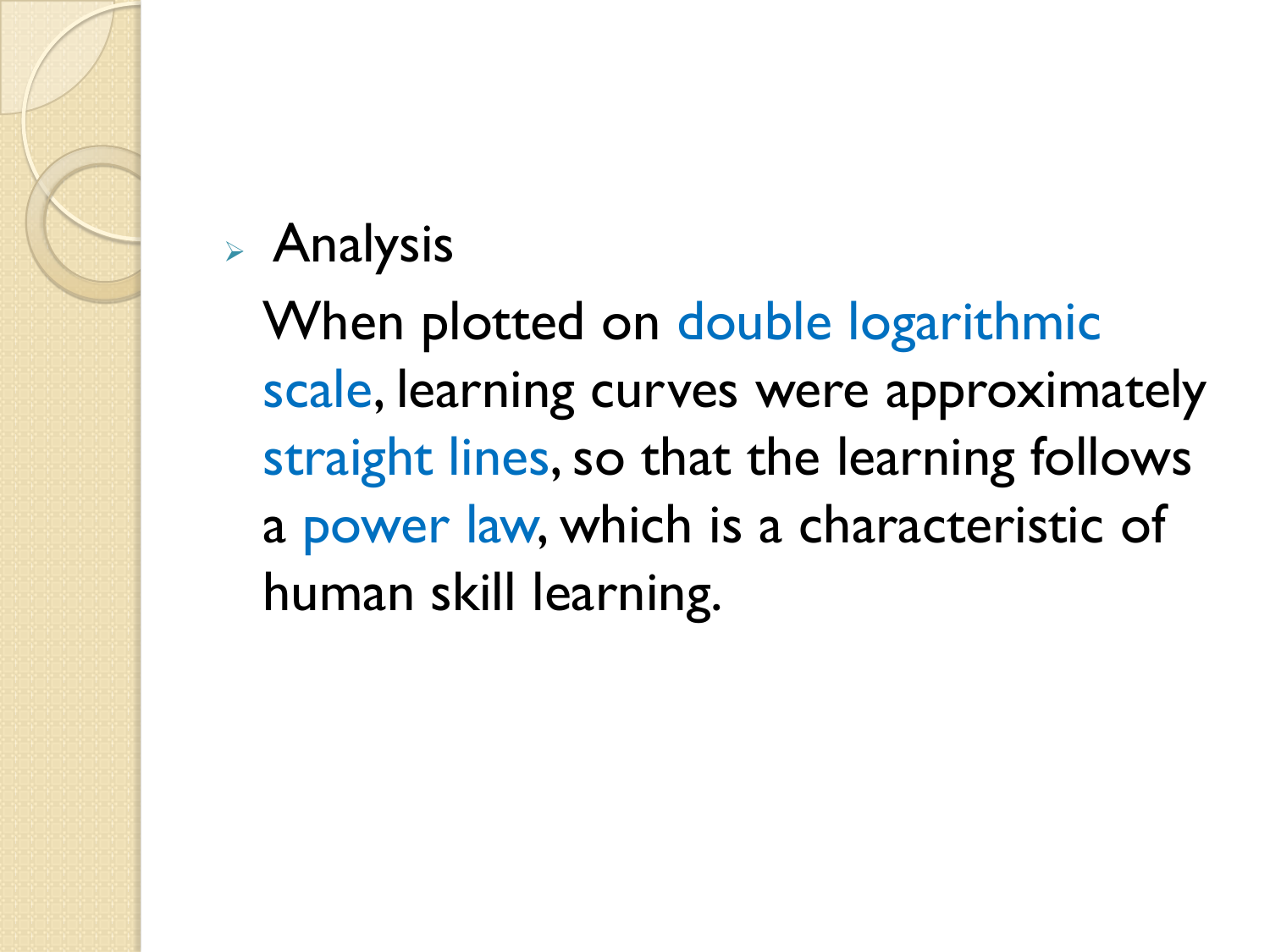- Analysis

  When plotted on double logarithmic scale, learning curves were approximately straight lines, so that the learning follows a power law, which is a characteristic of human skill learning.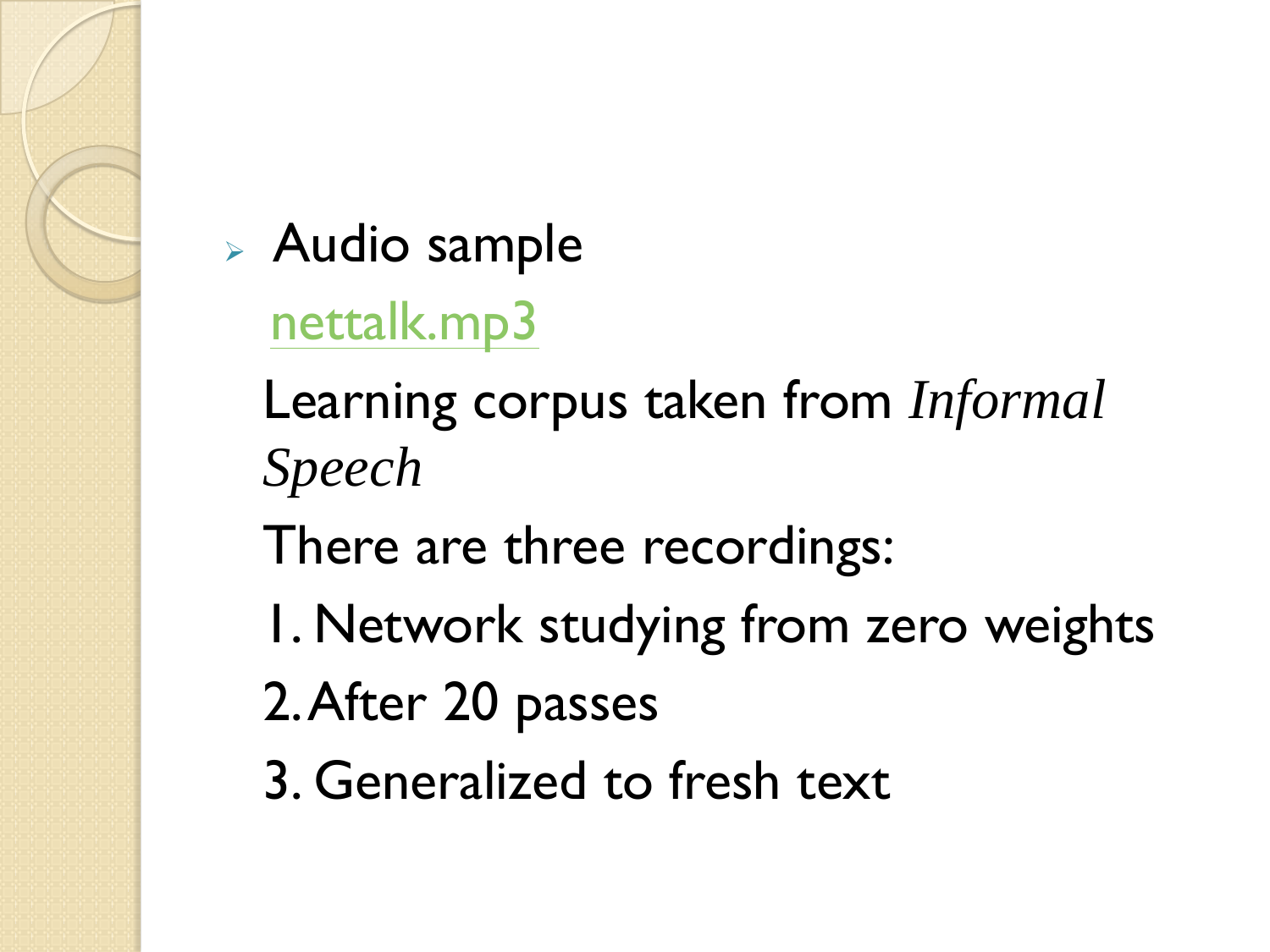- Audio sample

  nettalk.mp3

  Learning corpus taken from *Informal Speech*

  There are three recordings:

  1. Network studying from zero weights
  2. After 20 passes
  3. Generalized to fresh text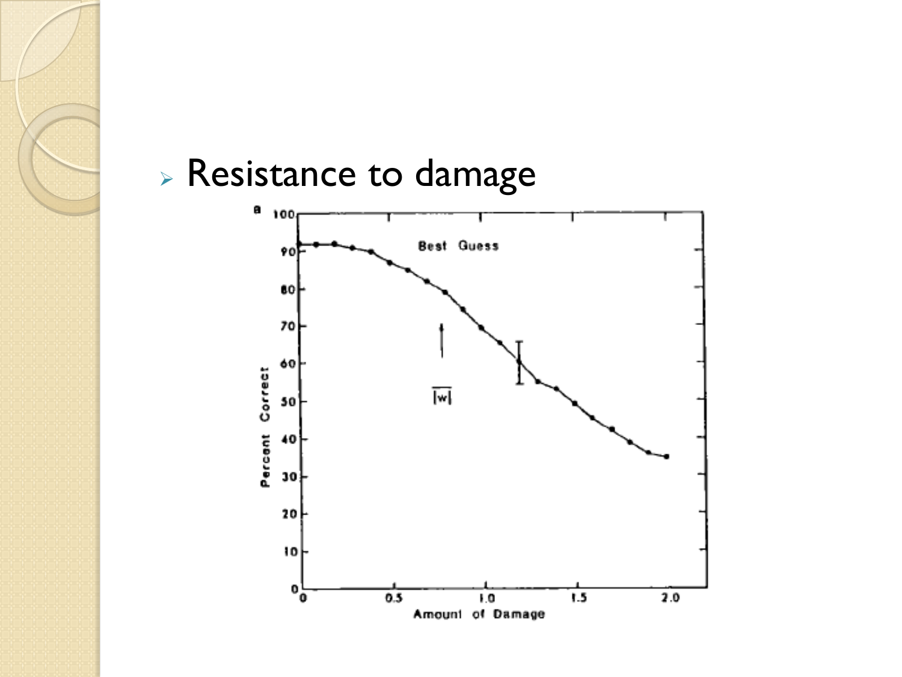- Resistance to damage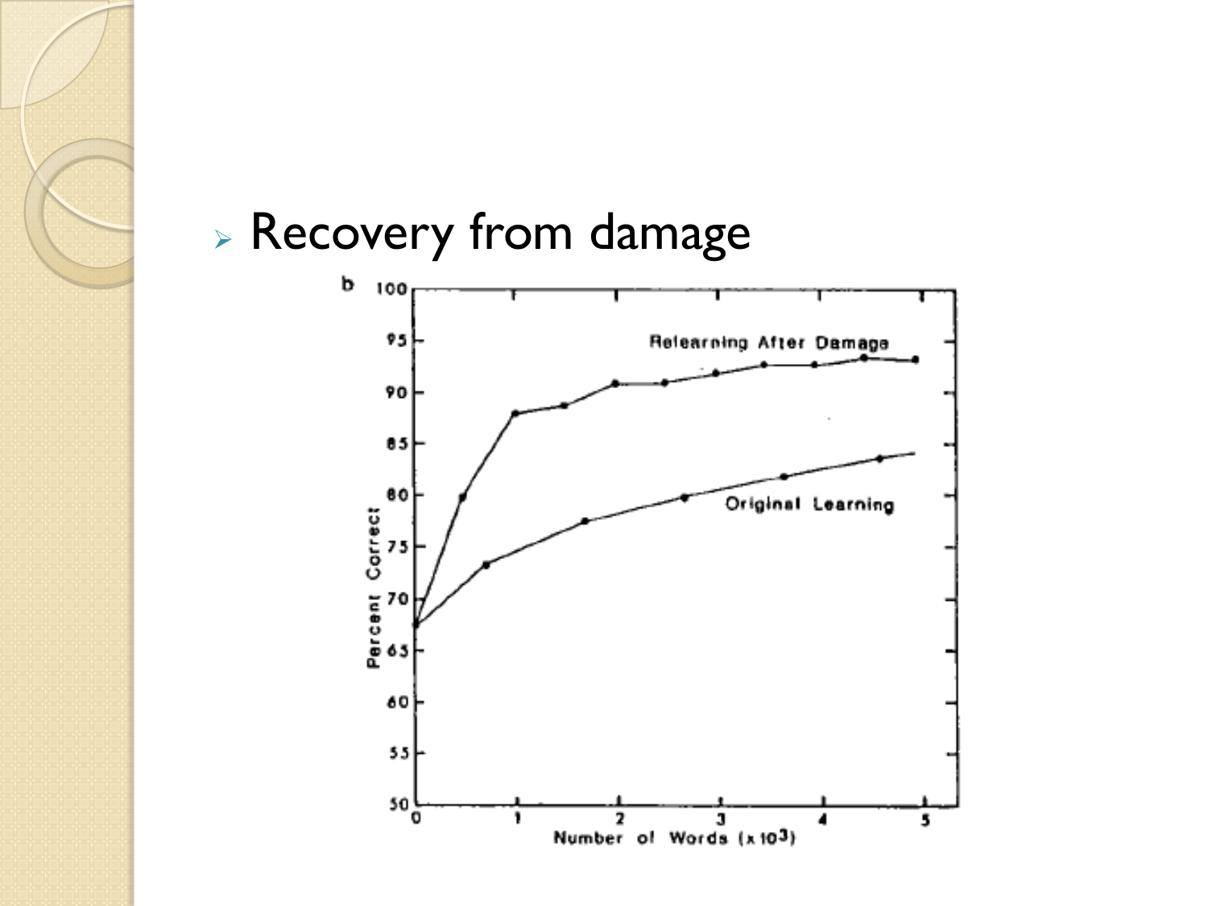- Recovery from damage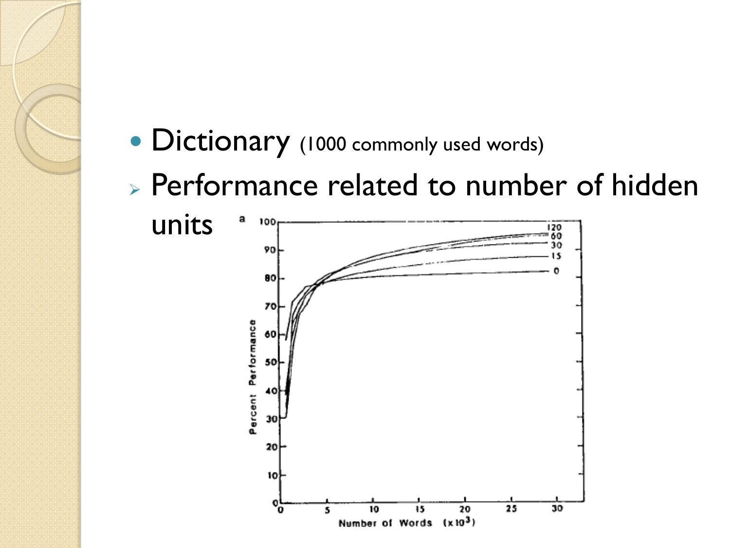- Dictionary (1000 commonly used words)
  - Performance related to number of hidden units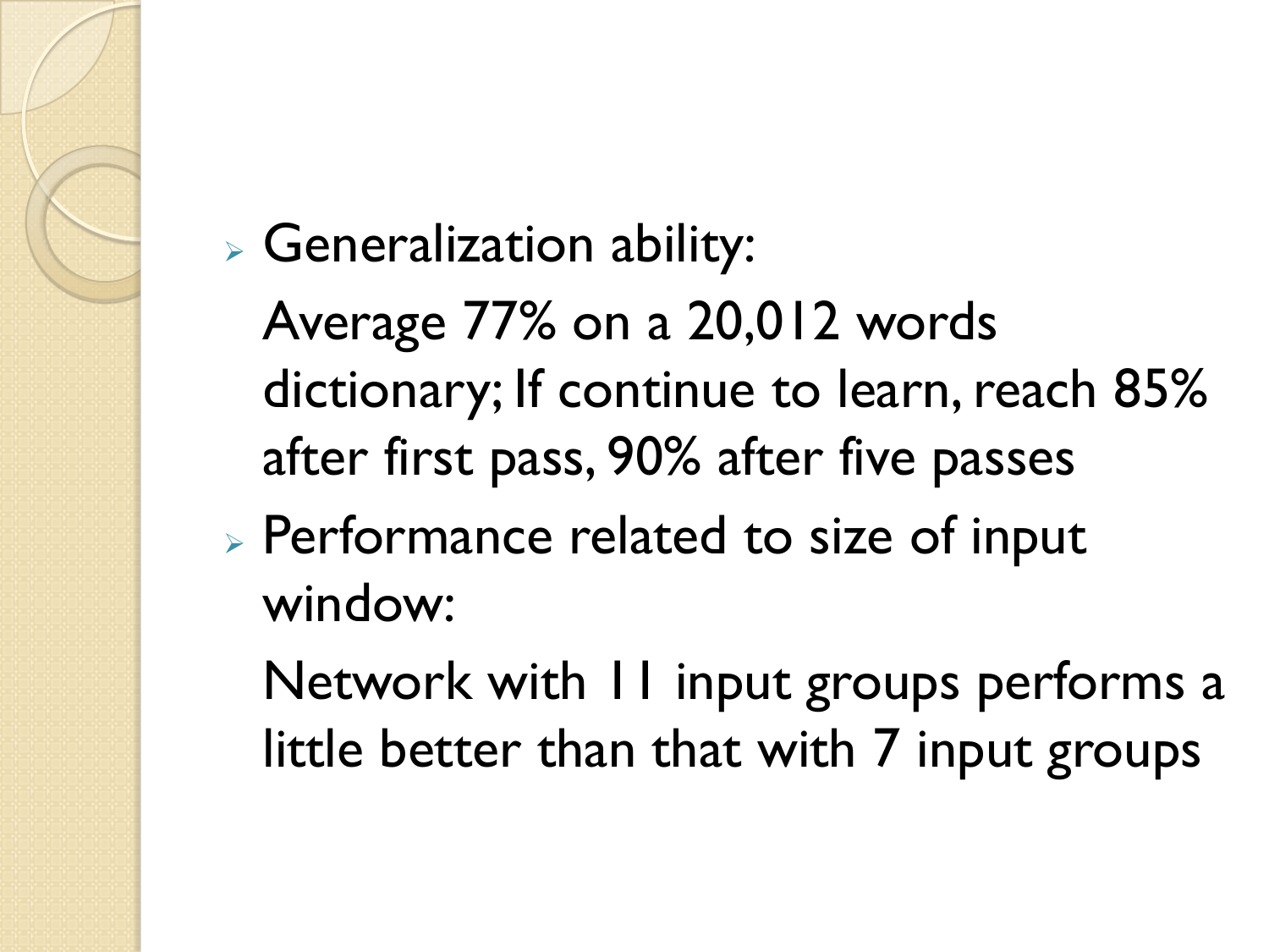- Generalization ability:

  Average 77% on a 20,012 words dictionary; If continue to learn, reach 85% after first pass, 90% after five passes

- Performance related to size of input window:

  Network with 11 input groups performs a little better than that with 7 input groups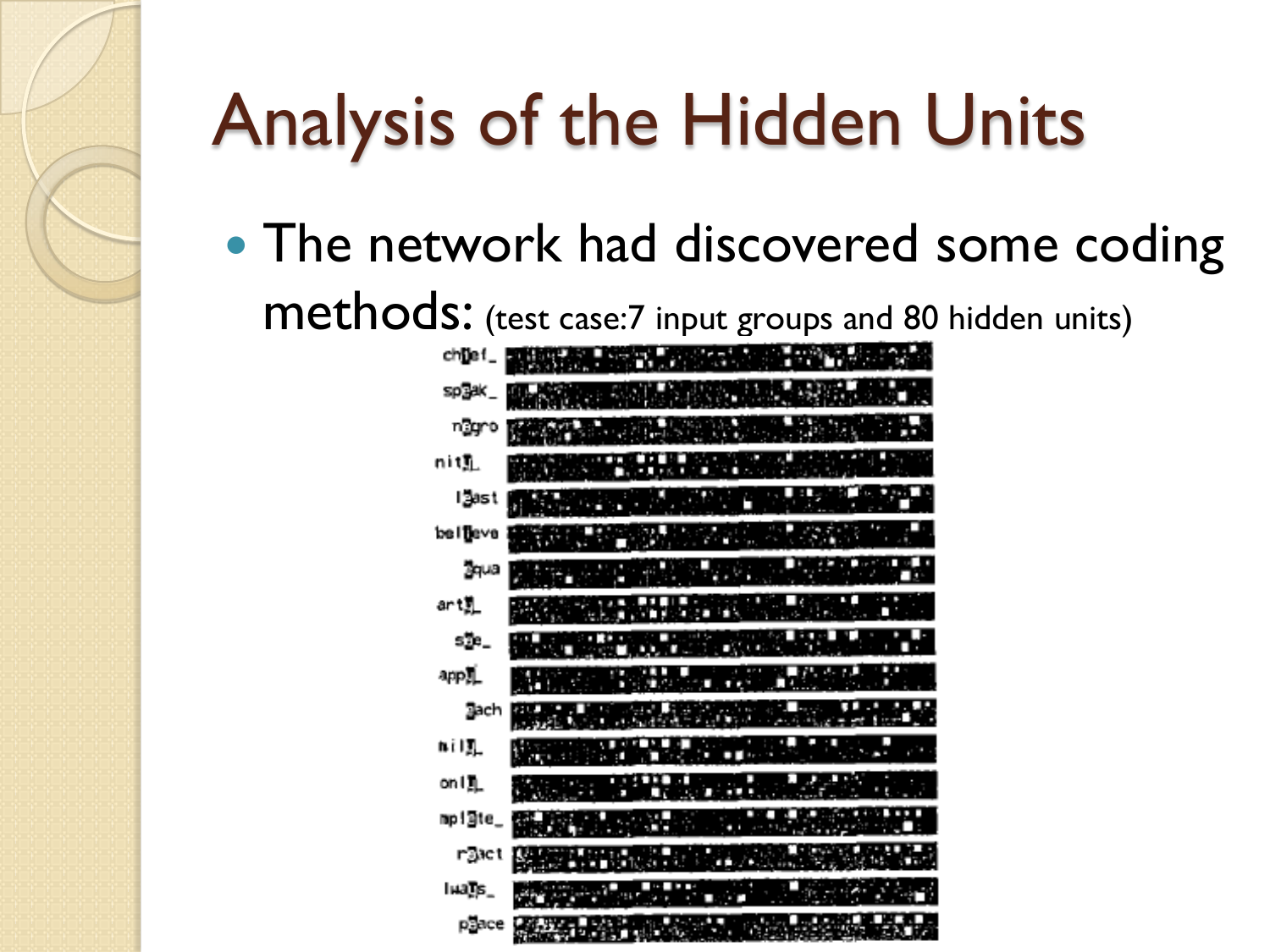# Analysis of the Hidden Units

- The network had discovered some coding methods: (test case:7 input groups and 80 hidden units)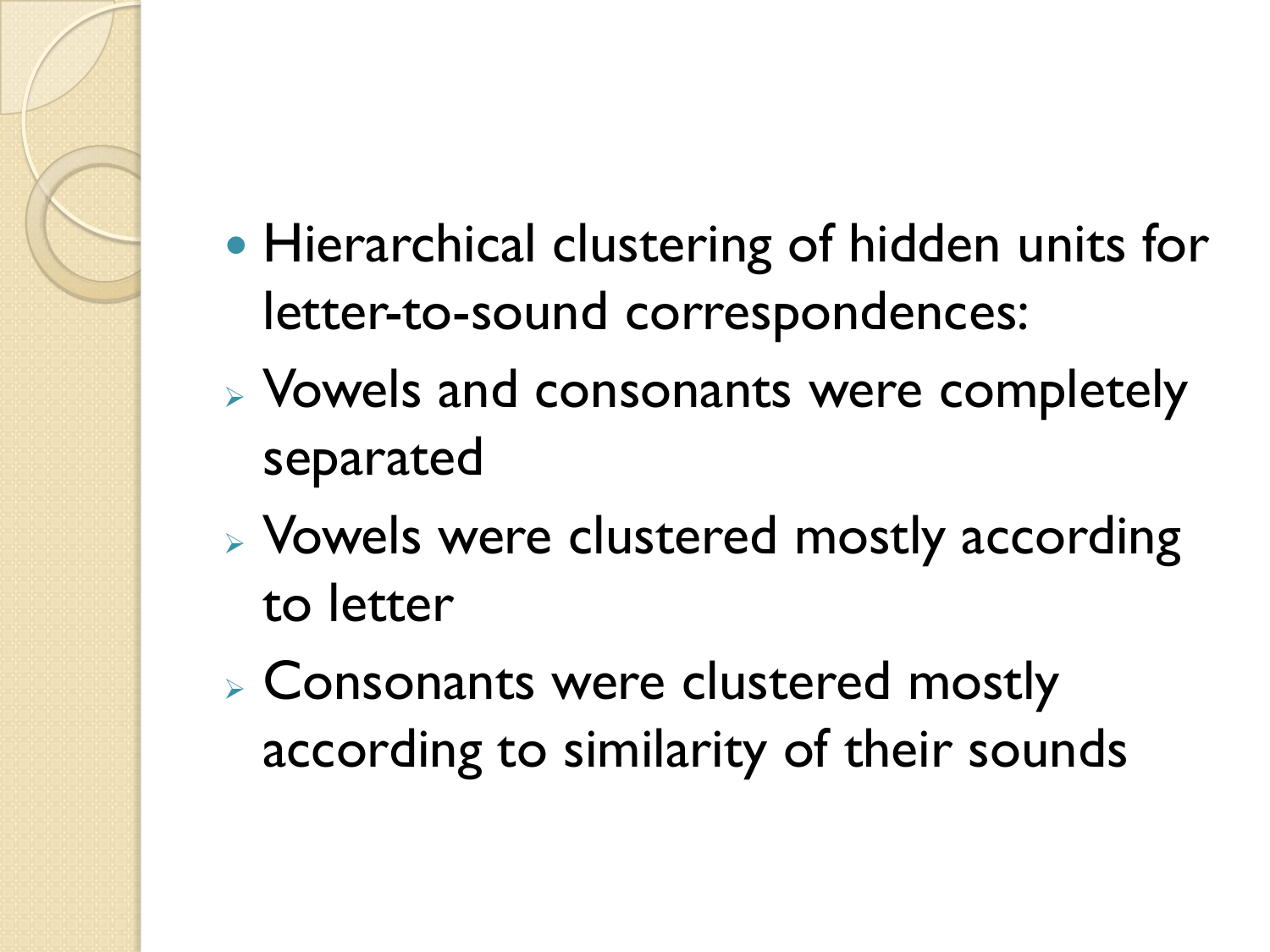- Hierarchical clustering of hidden units for letter-to-sound correspondences:
  - Vowels and consonants were completely separated
  - Vowels were clustered mostly according to letter
  - Consonants were clustered mostly according to similarity of their sounds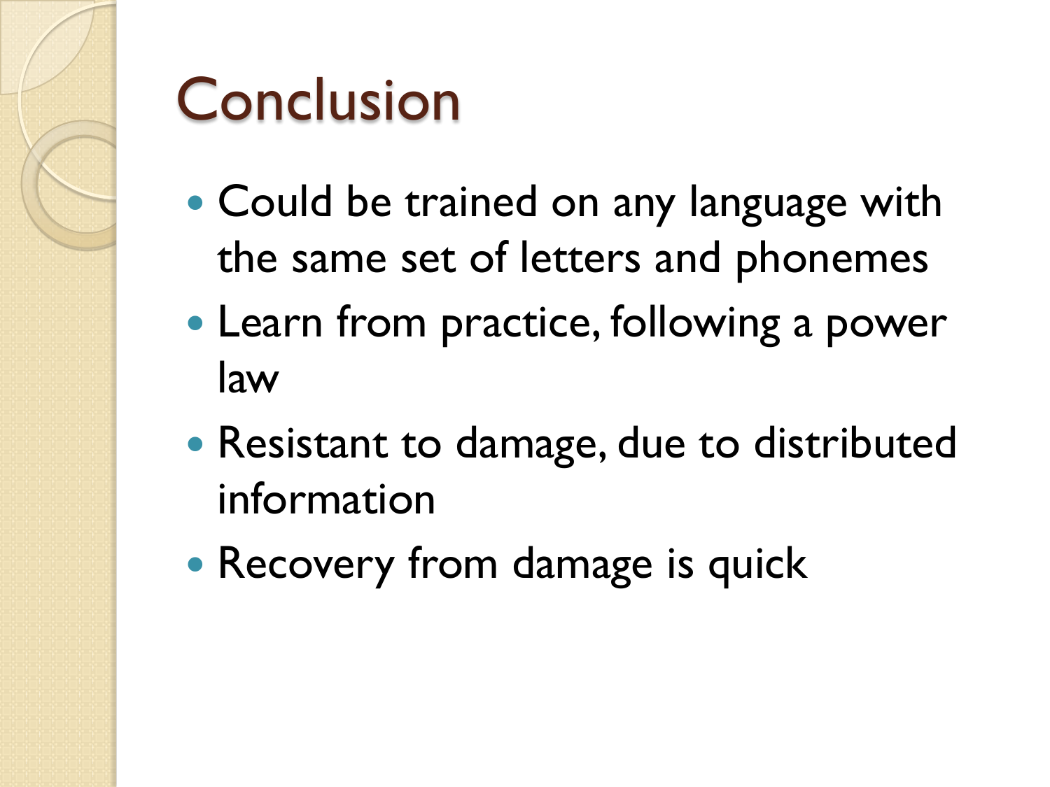# Conclusion

- Could be trained on any language with the same set of letters and phonemes
- Learn from practice, following a power law
- Resistant to damage, due to distributed information
- Recovery from damage is quick